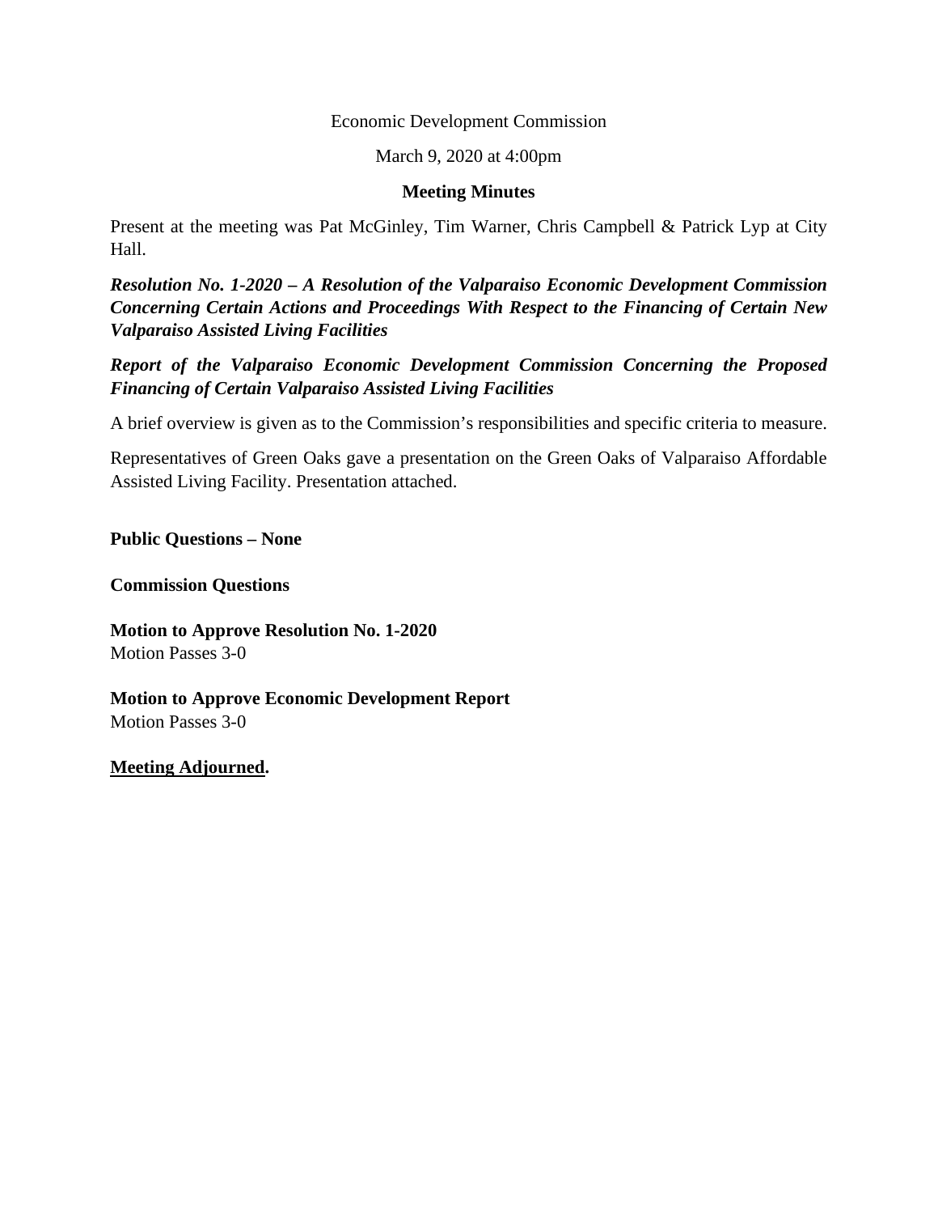Economic Development Commission

March 9, 2020 at 4:00pm

**Meeting Minutes**

Present at the meeting was Pat McGinley, Tim Warner, Chris Campbell & Patrick Lyp at City Hall.

***Resolution No. 1-2020 – A Resolution of the Valparaiso Economic Development Commission Concerning Certain Actions and Proceedings With Respect to the Financing of Certain New Valparaiso Assisted Living Facilities***

***Report of the Valparaiso Economic Development Commission Concerning the Proposed Financing of Certain Valparaiso Assisted Living Facilities***

A brief overview is given as to the Commission's responsibilities and specific criteria to measure.

Representatives of Green Oaks gave a presentation on the Green Oaks of Valparaiso Affordable Assisted Living Facility. Presentation attached.

**Public Questions – None**

**Commission Questions**

**Motion to Approve Resolution No. 1-2020**
Motion Passes 3-0

**Motion to Approve Economic Development Report**
Motion Passes 3-0

**<u>Meeting Adjourned</u>.**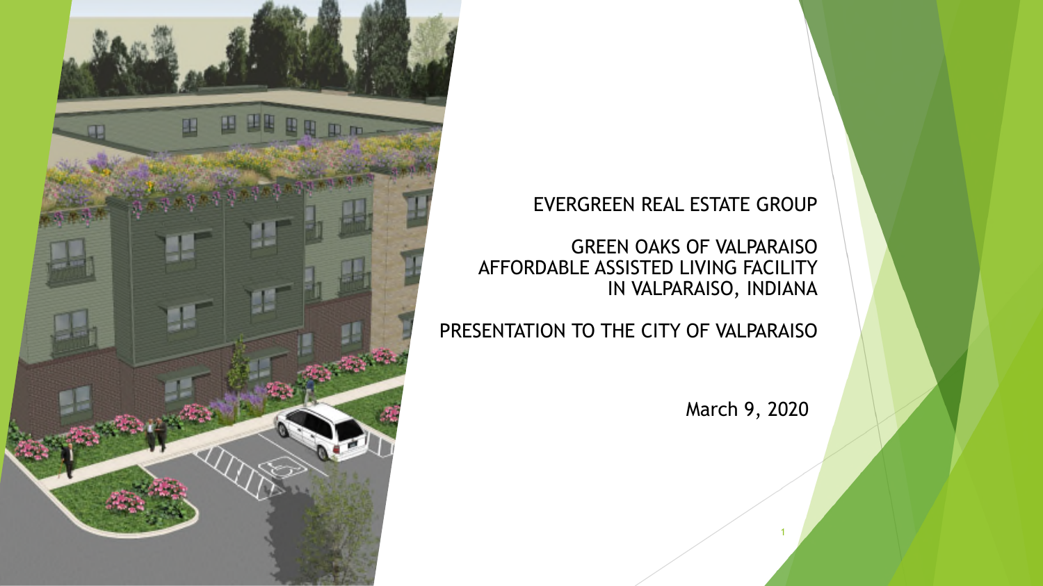EVERGREEN REAL ESTATE GROUP

GREEN OAKS OF VALPARAISO
AFFORDABLE ASSISTED LIVING FACILITY
IN VALPARAISO, INDIANA

PRESENTATION TO THE CITY OF VALPARAISO

March 9, 2020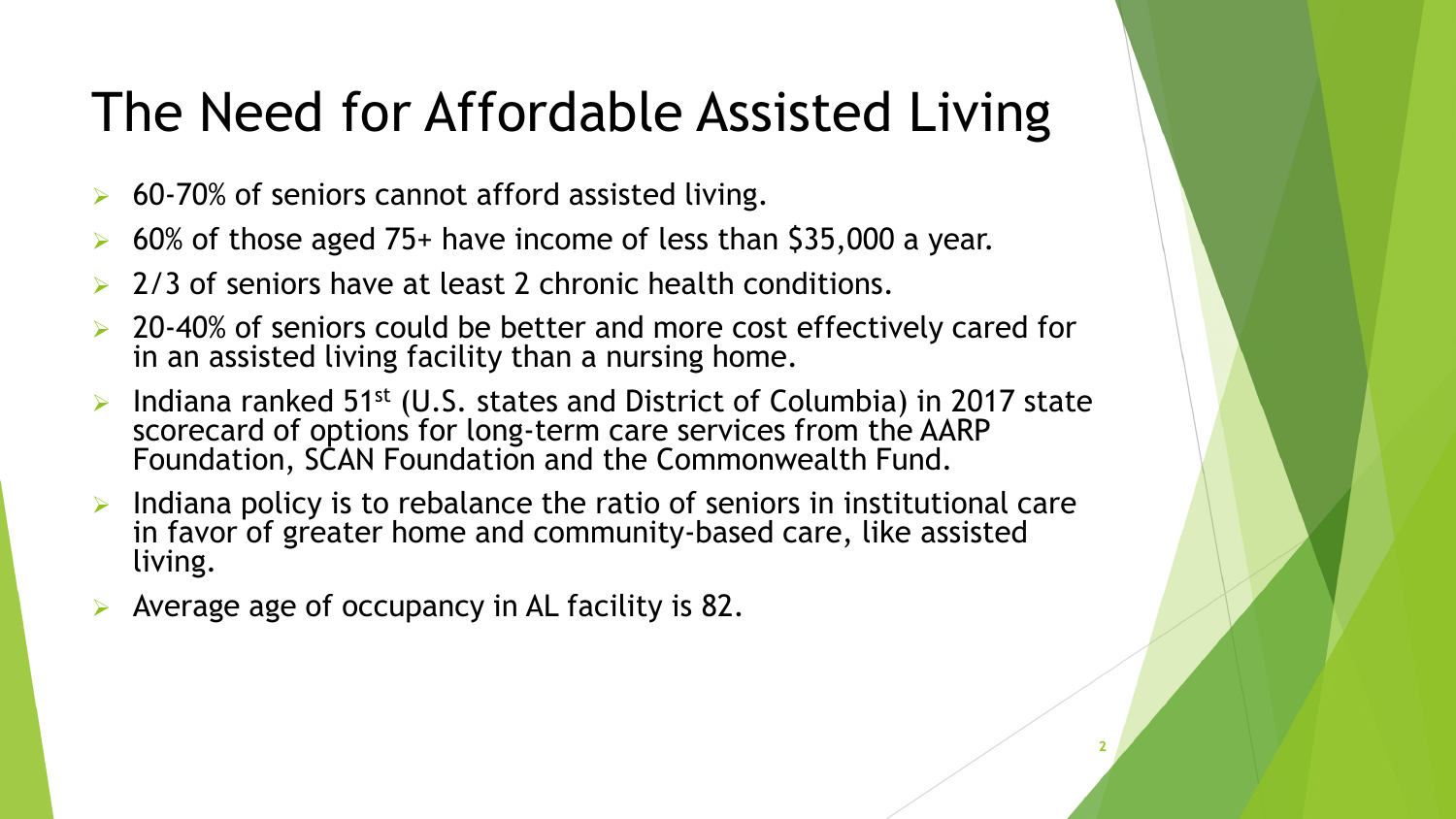# The Need for Affordable Assisted Living

- 60-70% of seniors cannot afford assisted living.
- 60% of those aged 75+ have income of less than $35,000 a year.
- 2/3 of seniors have at least 2 chronic health conditions.
- 20-40% of seniors could be better and more cost effectively cared for in an assisted living facility than a nursing home.
- Indiana ranked 51st (U.S. states and District of Columbia) in 2017 state scorecard of options for long-term care services from the AARP Foundation, SCAN Foundation and the Commonwealth Fund.
- Indiana policy is to rebalance the ratio of seniors in institutional care in favor of greater home and community-based care, like assisted living.
- Average age of occupancy in AL facility is 82.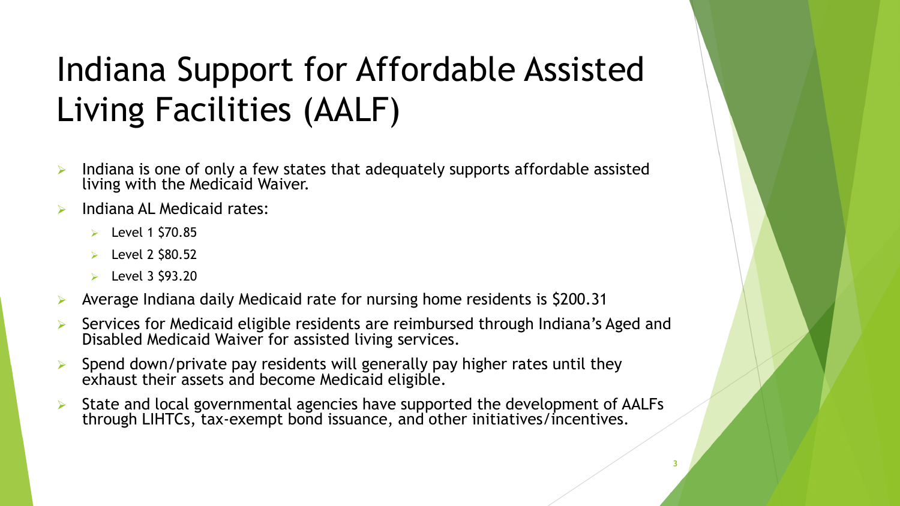# Indiana Support for Affordable Assisted Living Facilities (AALF)

- Indiana is one of only a few states that adequately supports affordable assisted living with the Medicaid Waiver.
- Indiana AL Medicaid rates:
  - Level 1 $70.85
  - Level 2 $80.52
  - Level 3 $93.20
- Average Indiana daily Medicaid rate for nursing home residents is $200.31
- Services for Medicaid eligible residents are reimbursed through Indiana's Aged and Disabled Medicaid Waiver for assisted living services.
- Spend down/private pay residents will generally pay higher rates until they exhaust their assets and become Medicaid eligible.
- State and local governmental agencies have supported the development of AALFs through LIHTCs, tax-exempt bond issuance, and other initiatives/incentives.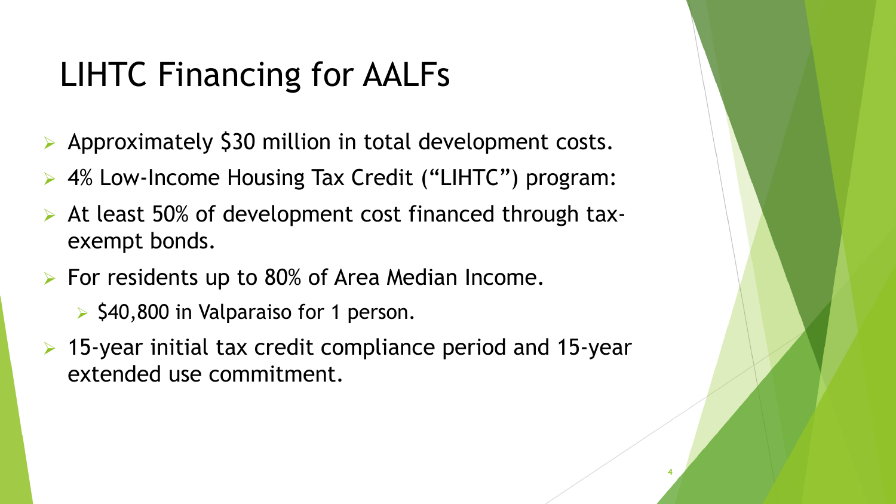# LIHTC Financing for AALFs

- Approximately $30 million in total development costs.
- 4% Low-Income Housing Tax Credit ("LIHTC") program:
- At least 50% of development cost financed through tax-exempt bonds.
- For residents up to 80% of Area Median Income.
  - $40,800 in Valparaiso for 1 person.
- 15-year initial tax credit compliance period and 15-year extended use commitment.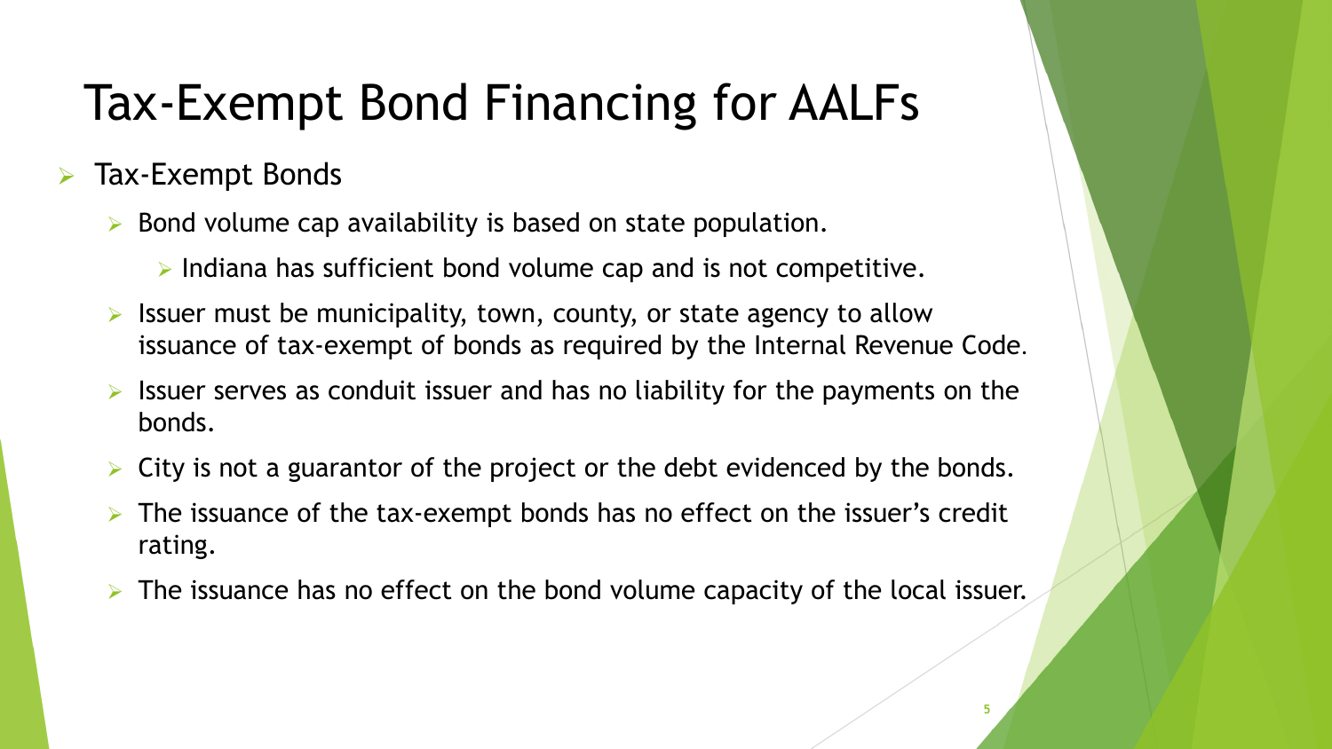# Tax-Exempt Bond Financing for AALFs

- Tax-Exempt Bonds
  - Bond volume cap availability is based on state population.
    - Indiana has sufficient bond volume cap and is not competitive.
  - Issuer must be municipality, town, county, or state agency to allow issuance of tax-exempt of bonds as required by the Internal Revenue Code.
  - Issuer serves as conduit issuer and has no liability for the payments on the bonds.
  - City is not a guarantor of the project or the debt evidenced by the bonds.
  - The issuance of the tax-exempt bonds has no effect on the issuer's credit rating.
  - The issuance has no effect on the bond volume capacity of the local issuer.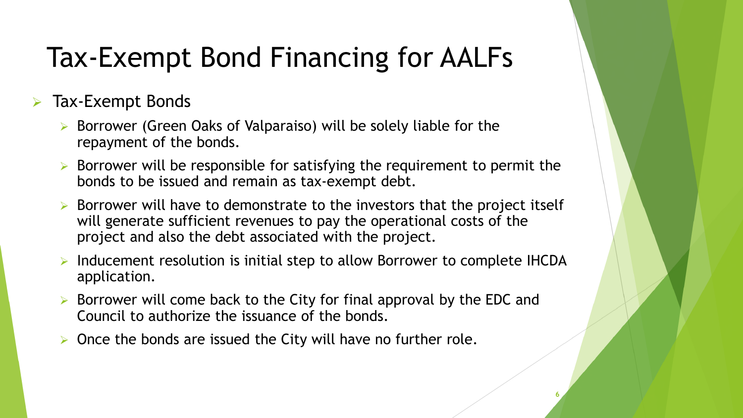# Tax-Exempt Bond Financing for AALFs

- Tax-Exempt Bonds
  - Borrower (Green Oaks of Valparaiso) will be solely liable for the repayment of the bonds.
  - Borrower will be responsible for satisfying the requirement to permit the bonds to be issued and remain as tax-exempt debt.
  - Borrower will have to demonstrate to the investors that the project itself will generate sufficient revenues to pay the operational costs of the project and also the debt associated with the project.
  - Inducement resolution is initial step to allow Borrower to complete IHCDA application.
  - Borrower will come back to the City for final approval by the EDC and Council to authorize the issuance of the bonds.
  - Once the bonds are issued the City will have no further role.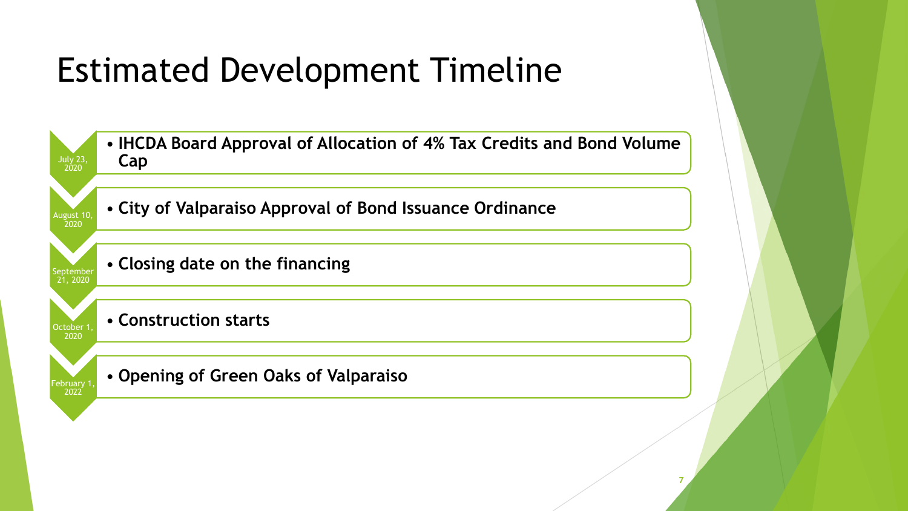# Estimated Development Timeline

| Date | Milestone |
| --- | --- |
| July 23, 2020 | **IHCDA Board Approval of Allocation of 4% Tax Credits and Bond Volume Cap** |
| August 10, 2020 | **City of Valparaiso Approval of Bond Issuance Ordinance** |
| September 21, 2020 | **Closing date on the financing** |
| October 1, 2020 | **Construction starts** |
| February 1, 2022 | **Opening of Green Oaks of Valparaiso** |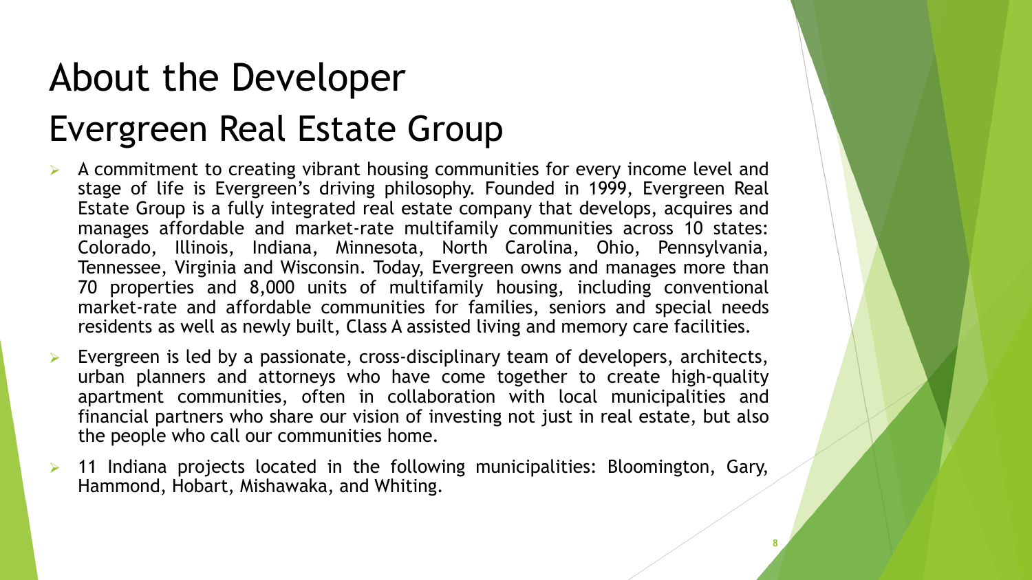# About the Developer

## Evergreen Real Estate Group

- A commitment to creating vibrant housing communities for every income level and stage of life is Evergreen's driving philosophy. Founded in 1999, Evergreen Real Estate Group is a fully integrated real estate company that develops, acquires and manages affordable and market-rate multifamily communities across 10 states: Colorado, Illinois, Indiana, Minnesota, North Carolina, Ohio, Pennsylvania, Tennessee, Virginia and Wisconsin. Today, Evergreen owns and manages more than 70 properties and 8,000 units of multifamily housing, including conventional market-rate and affordable communities for families, seniors and special needs residents as well as newly built, Class A assisted living and memory care facilities.
- Evergreen is led by a passionate, cross-disciplinary team of developers, architects, urban planners and attorneys who have come together to create high-quality apartment communities, often in collaboration with local municipalities and financial partners who share our vision of investing not just in real estate, but also the people who call our communities home.
- 11 Indiana projects located in the following municipalities: Bloomington, Gary, Hammond, Hobart, Mishawaka, and Whiting.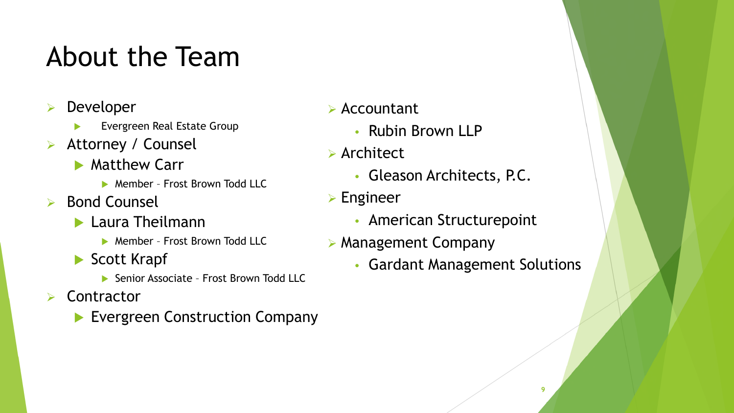# About the Team

- Developer
  - Evergreen Real Estate Group
- Attorney / Counsel
  - Matthew Carr
    - Member – Frost Brown Todd LLC
- Bond Counsel
  - Laura Theilmann
    - Member – Frost Brown Todd LLC
  - Scott Krapf
    - Senior Associate – Frost Brown Todd LLC
- Contractor
  - Evergreen Construction Company
- Accountant
  - Rubin Brown LLP
- Architect
  - Gleason Architects, P.C.
- Engineer
  - American Structurepoint
- Management Company
  - Gardant Management Solutions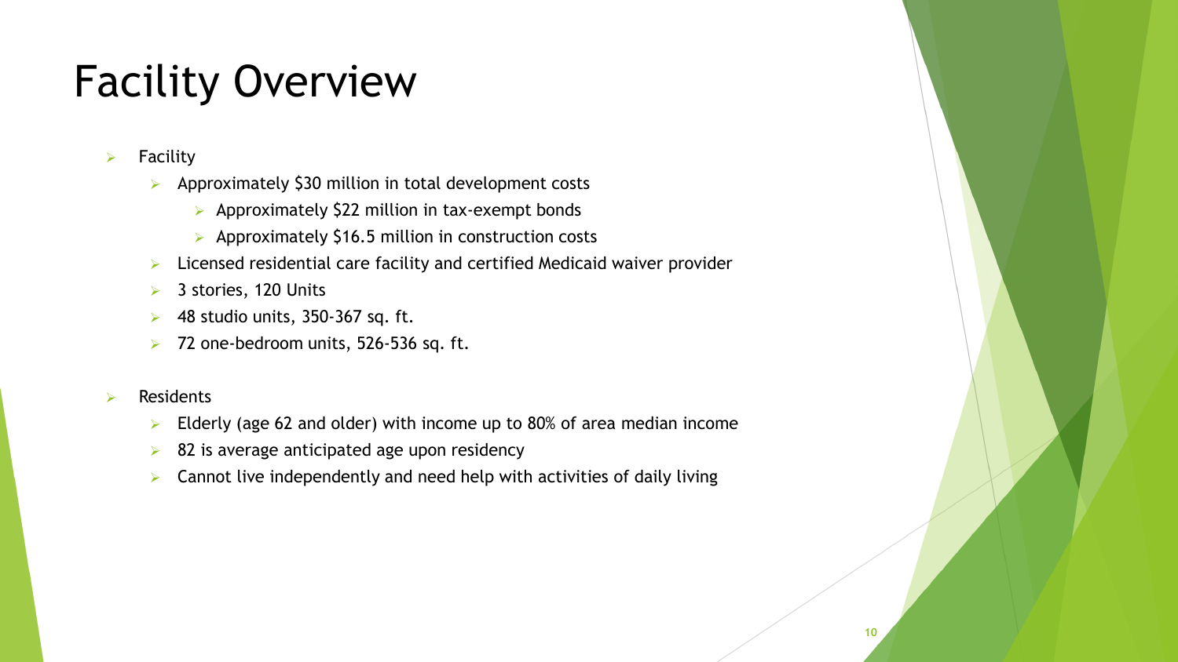# Facility Overview

- Facility
  - Approximately $30 million in total development costs
    - Approximately $22 million in tax-exempt bonds
    - Approximately $16.5 million in construction costs
  - Licensed residential care facility and certified Medicaid waiver provider
  - 3 stories, 120 Units
  - 48 studio units, 350-367 sq. ft.
  - 72 one-bedroom units, 526-536 sq. ft.
- Residents
  - Elderly (age 62 and older) with income up to 80% of area median income
  - 82 is average anticipated age upon residency
  - Cannot live independently and need help with activities of daily living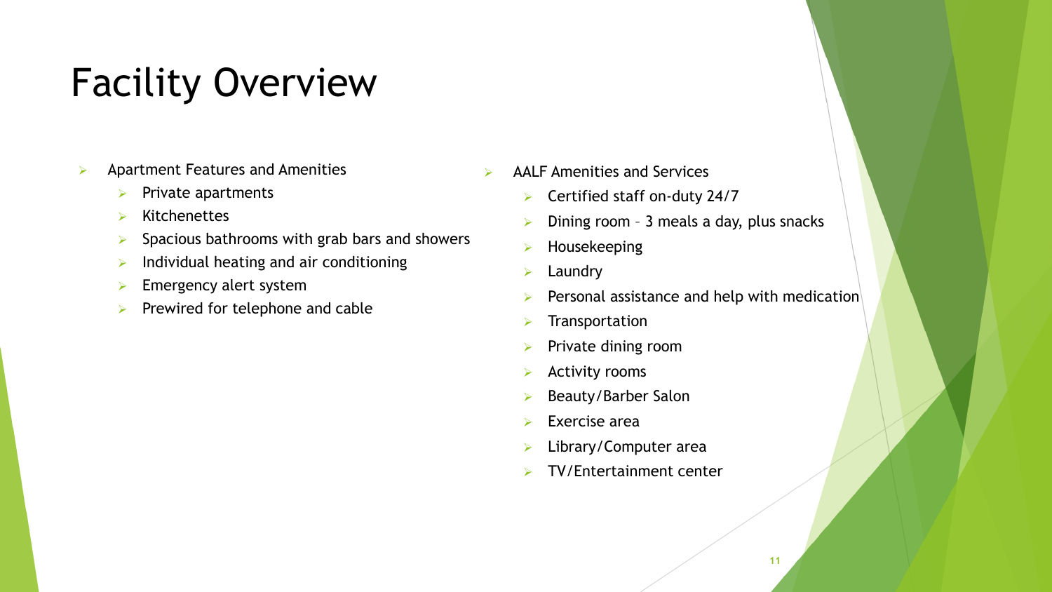# Facility Overview

- Apartment Features and Amenities
  - Private apartments
  - Kitchenettes
  - Spacious bathrooms with grab bars and showers
  - Individual heating and air conditioning
  - Emergency alert system
  - Prewired for telephone and cable

- AALF Amenities and Services
  - Certified staff on-duty 24/7
  - Dining room – 3 meals a day, plus snacks
  - Housekeeping
  - Laundry
  - Personal assistance and help with medication
  - Transportation
  - Private dining room
  - Activity rooms
  - Beauty/Barber Salon
  - Exercise area
  - Library/Computer area
  - TV/Entertainment center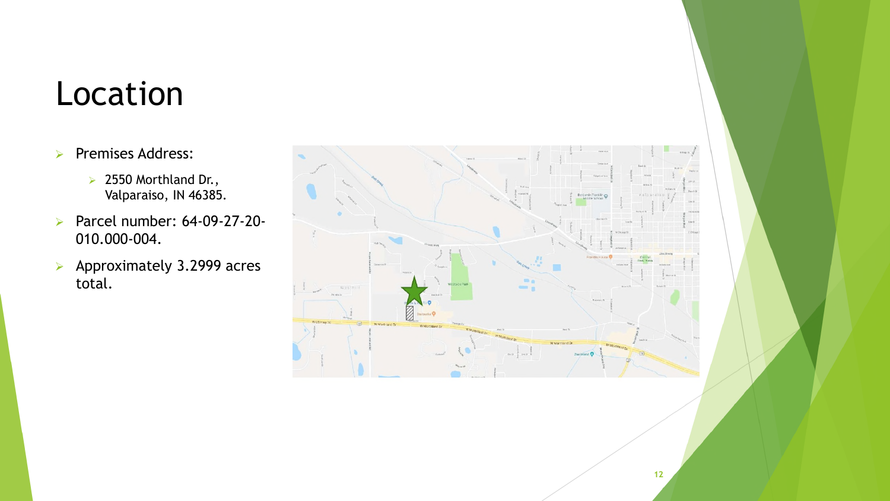# Location

- Premises Address:
  - 2550 Morthland Dr., Valparaiso, IN 46385.
- Parcel number: 64-09-27-20-010.000-004.
- Approximately 3.2999 acres total.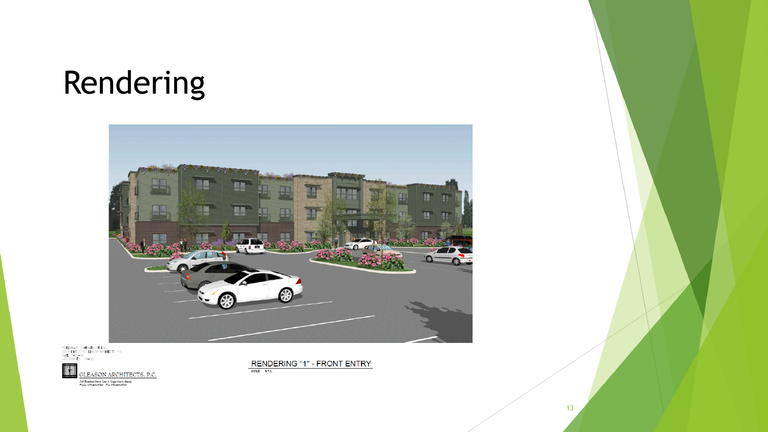# Rendering

PRELIMINARY SCHEMATIC DESIGN
COPYRIGHT 2018 GLEASON ARCHITECTS, P.C.
DATE:
JOB NUMBER: 18-102

GLEASON ARCHITECTS, P.C.

RENDERING "1" - FRONT ENTRY

SCALE: N.T.S.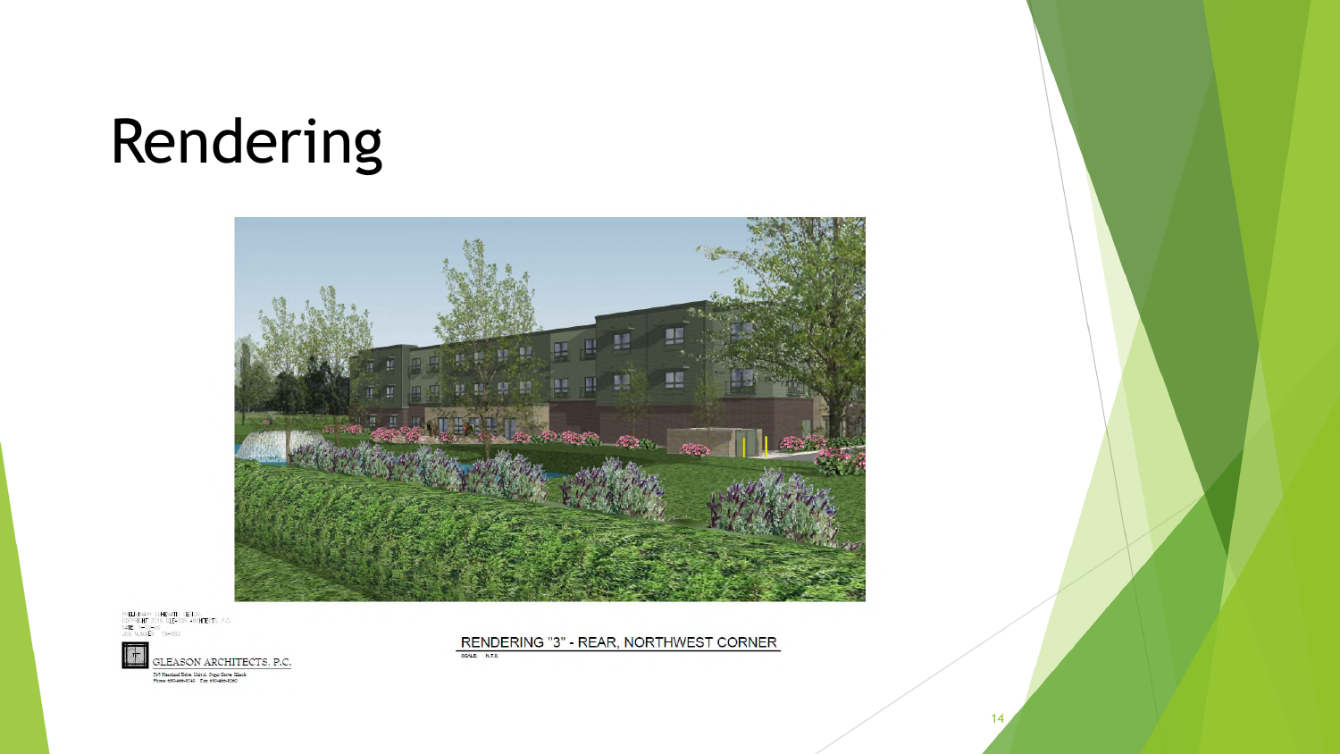# Rendering

PRELIMINARY SCHEMATIC DESIGN
COPYRIGHT 2019 GLEASON ARCHITECTS, P.C.
DATE: 11-20-19
JOB NUMBER: 19-002

GLEASON ARCHITECTS, P.C.

RENDERING "3" - REAR, NORTHWEST CORNER

SCALE: N.T.S.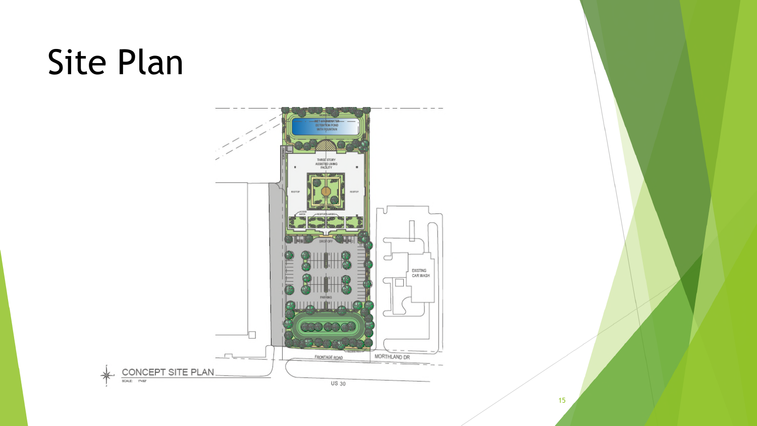# Site Plan

WET STORMWATER DETENTION POND WITH FOUNTAIN

THREE STORY ASSISTED LIVING FACILITY

ROOFTOP

ROOFTOP

ROOFTOP PLANTERS

DROP OFF

PARKING

EXISTING CAR WASH

FRONTAGE ROAD

MORTHLAND DR

US 30

CONCEPT SITE PLAN

SCALE: 1"=80'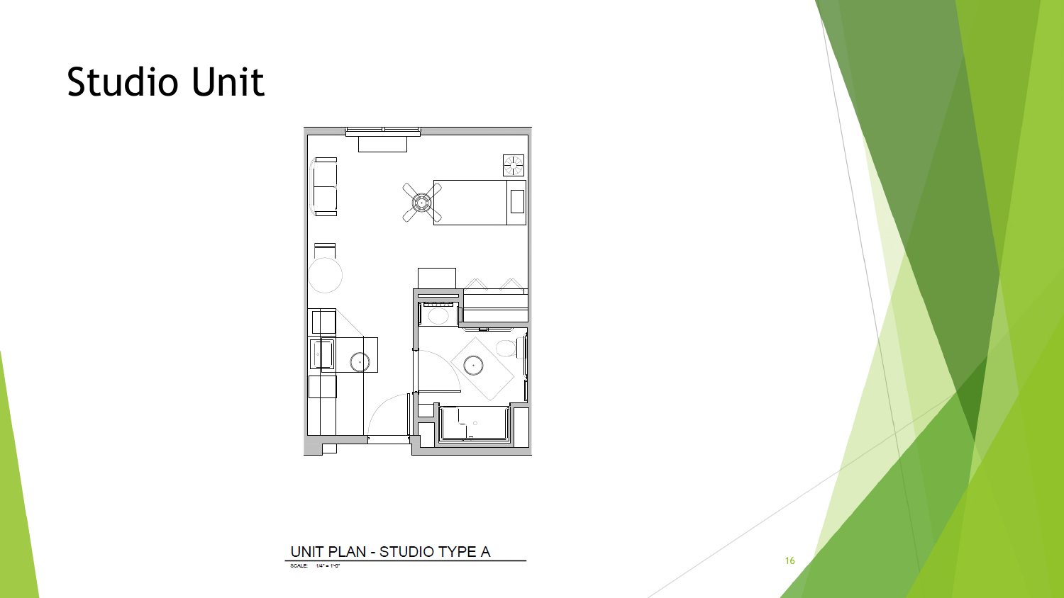# Studio Unit

UNIT PLAN - STUDIO TYPE A

SCALE: 1/4" = 1'-0"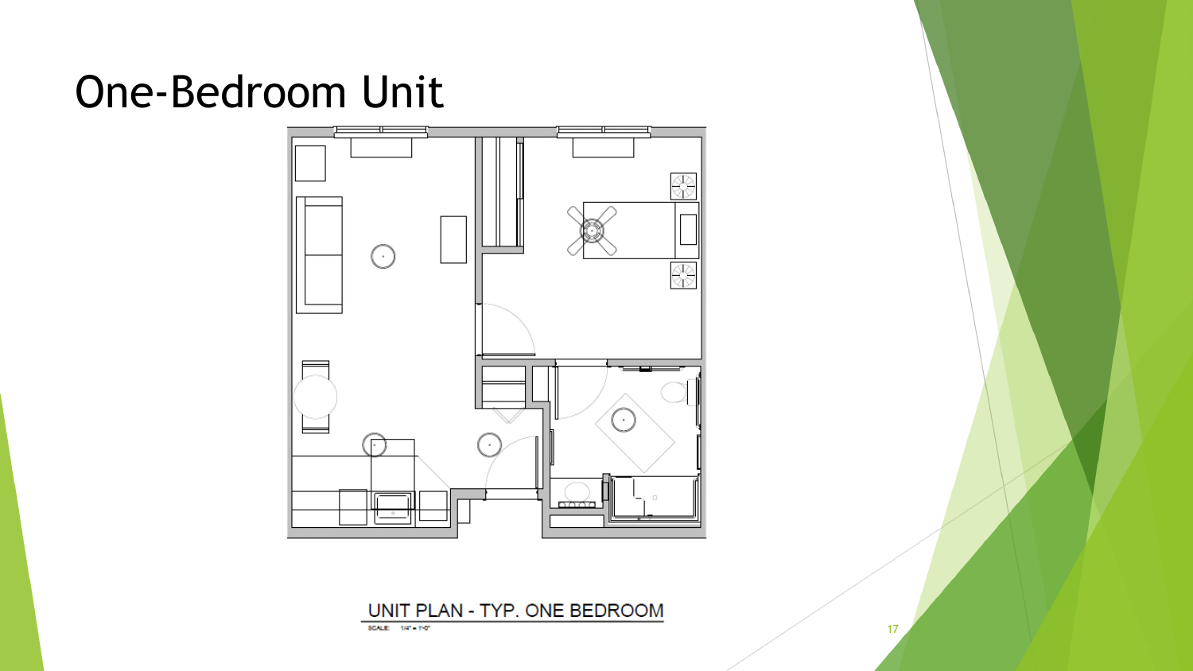# One-Bedroom Unit

UNIT PLAN - TYP. ONE BEDROOM

SCALE: 1/4" = 1'-0"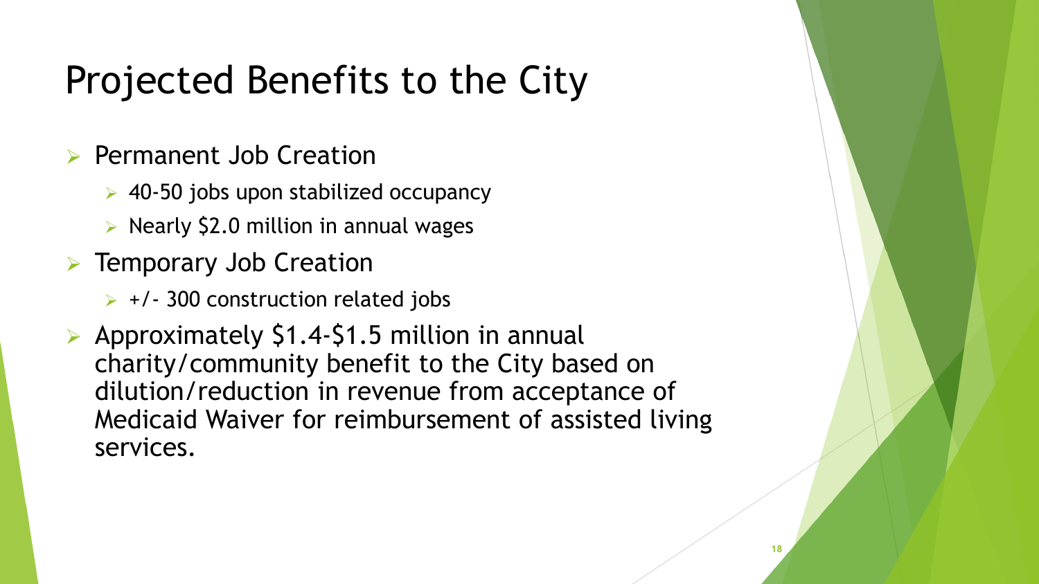# Projected Benefits to the City

- Permanent Job Creation
  - 40-50 jobs upon stabilized occupancy
  - Nearly $2.0 million in annual wages
- Temporary Job Creation
  - +/- 300 construction related jobs
- Approximately $1.4-$1.5 million in annual charity/community benefit to the City based on dilution/reduction in revenue from acceptance of Medicaid Waiver for reimbursement of assisted living services.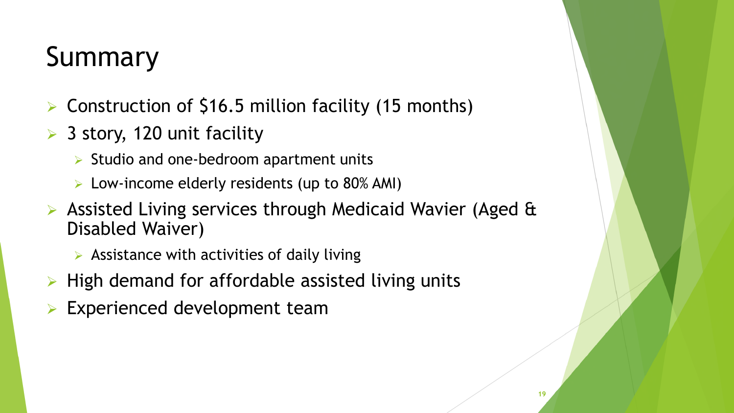# Summary

- Construction of $16.5 million facility (15 months)
- 3 story, 120 unit facility
  - Studio and one-bedroom apartment units
  - Low-income elderly residents (up to 80% AMI)
- Assisted Living services through Medicaid Wavier (Aged & Disabled Waiver)
  - Assistance with activities of daily living
- High demand for affordable assisted living units
- Experienced development team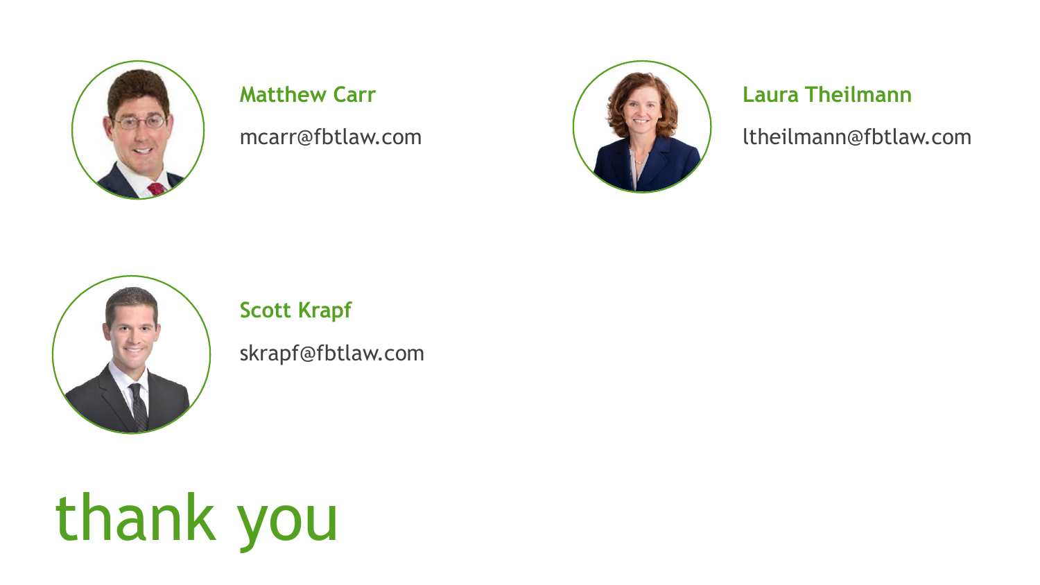**Matthew Carr**

mcarr@fbtlaw.com

**Laura Theilmann**

ltheilmann@fbtlaw.com

**Scott Krapf**

skrapf@fbtlaw.com

# thank you